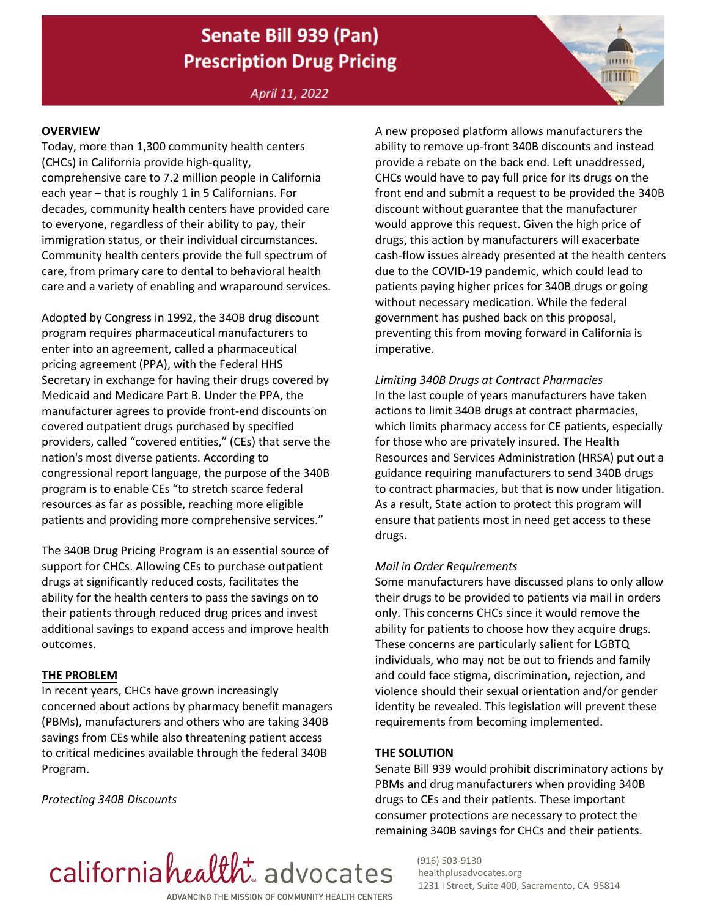# Senate Bill 939 (Pan)
# Prescription Drug Pricing

*April 11, 2022*

## OVERVIEW

Today, more than 1,300 community health centers (CHCs) in California provide high-quality, comprehensive care to 7.2 million people in California each year – that is roughly 1 in 5 Californians. For decades, community health centers have provided care to everyone, regardless of their ability to pay, their immigration status, or their individual circumstances. Community health centers provide the full spectrum of care, from primary care to dental to behavioral health care and a variety of enabling and wraparound services.

Adopted by Congress in 1992, the 340B drug discount program requires pharmaceutical manufacturers to enter into an agreement, called a pharmaceutical pricing agreement (PPA), with the Federal HHS Secretary in exchange for having their drugs covered by Medicaid and Medicare Part B. Under the PPA, the manufacturer agrees to provide front-end discounts on covered outpatient drugs purchased by specified providers, called "covered entities," (CEs) that serve the nation's most diverse patients. According to congressional report language, the purpose of the 340B program is to enable CEs "to stretch scarce federal resources as far as possible, reaching more eligible patients and providing more comprehensive services."

The 340B Drug Pricing Program is an essential source of support for CHCs. Allowing CEs to purchase outpatient drugs at significantly reduced costs, facilitates the ability for the health centers to pass the savings on to their patients through reduced drug prices and invest additional savings to expand access and improve health outcomes.

## THE PROBLEM

In recent years, CHCs have grown increasingly concerned about actions by pharmacy benefit managers (PBMs), manufacturers and others who are taking 340B savings from CEs while also threatening patient access to critical medicines available through the federal 340B Program.

*Protecting 340B Discounts*

A new proposed platform allows manufacturers the ability to remove up-front 340B discounts and instead provide a rebate on the back end. Left unaddressed, CHCs would have to pay full price for its drugs on the front end and submit a request to be provided the 340B discount without guarantee that the manufacturer would approve this request. Given the high price of drugs, this action by manufacturers will exacerbate cash-flow issues already presented at the health centers due to the COVID-19 pandemic, which could lead to patients paying higher prices for 340B drugs or going without necessary medication. While the federal government has pushed back on this proposal, preventing this from moving forward in California is imperative.

*Limiting 340B Drugs at Contract Pharmacies*

In the last couple of years manufacturers have taken actions to limit 340B drugs at contract pharmacies, which limits pharmacy access for CE patients, especially for those who are privately insured. The Health Resources and Services Administration (HRSA) put out a guidance requiring manufacturers to send 340B drugs to contract pharmacies, but that is now under litigation. As a result, State action to protect this program will ensure that patients most in need get access to these drugs.

*Mail in Order Requirements*

Some manufacturers have discussed plans to only allow their drugs to be provided to patients via mail in orders only. This concerns CHCs since it would remove the ability for patients to choose how they acquire drugs. These concerns are particularly salient for LGBTQ individuals, who may not be out to friends and family and could face stigma, discrimination, rejection, and violence should their sexual orientation and/or gender identity be revealed. This legislation will prevent these requirements from becoming implemented.

## THE SOLUTION

Senate Bill 939 would prohibit discriminatory actions by PBMs and drug manufacturers when providing 340B drugs to CEs and their patients. These important consumer protections are necessary to protect the remaining 340B savings for CHCs and their patients.

california health+ advocates
ADVANCING THE MISSION OF COMMUNITY HEALTH CENTERS

(916) 503-9130
healthplusadvocates.org
1231 I Street, Suite 400, Sacramento, CA 95814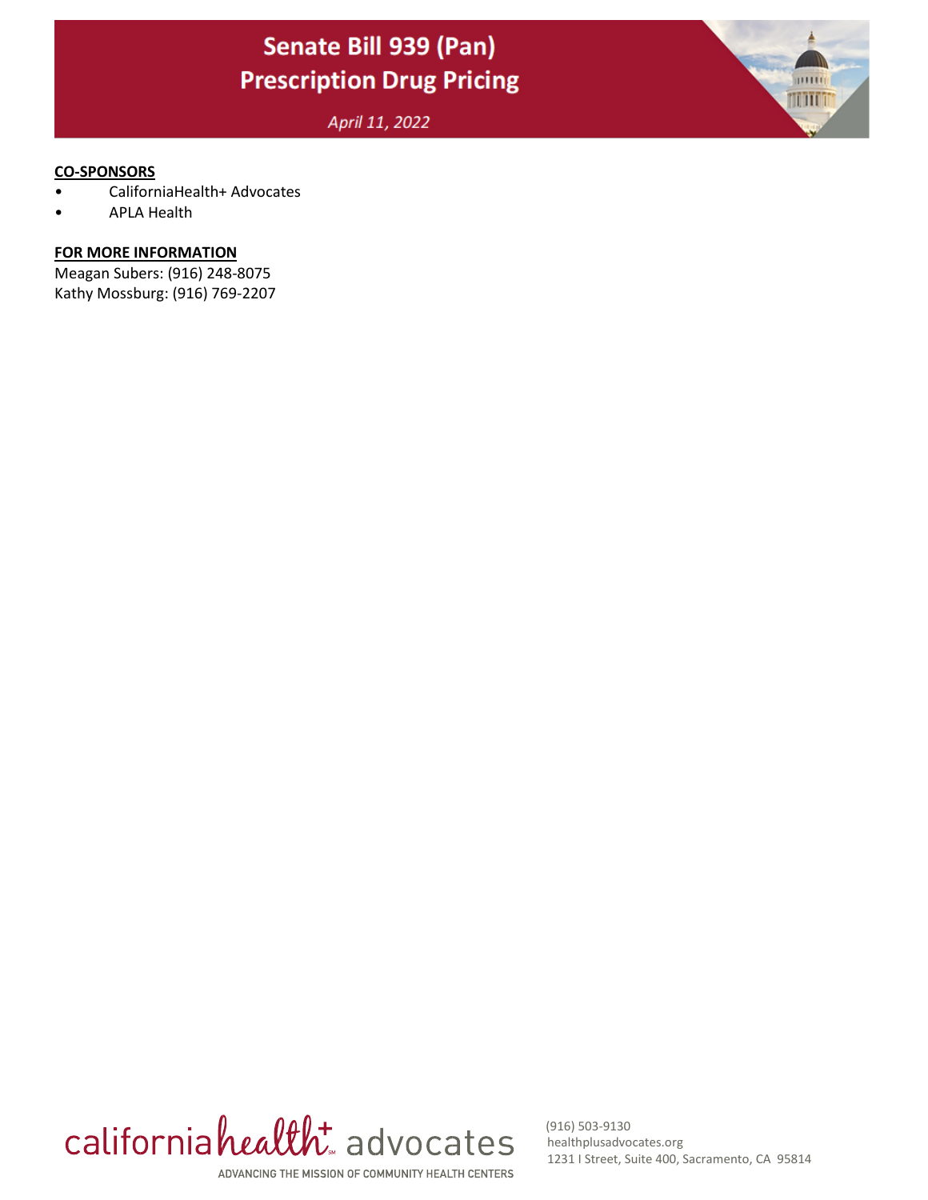# Senate Bill 939 (Pan)
## Prescription Drug Pricing

*April 11, 2022*

**CO-SPONSORS**

- CaliforniaHealth+ Advocates
- APLA Health

**FOR MORE INFORMATION**

Meagan Subers: (916) 248-8075
Kathy Mossburg: (916) 769-2207

californiahealth+ advocates
ADVANCING THE MISSION OF COMMUNITY HEALTH CENTERS

(916) 503-9130
healthplusadvocates.org
1231 I Street, Suite 400, Sacramento, CA 95814